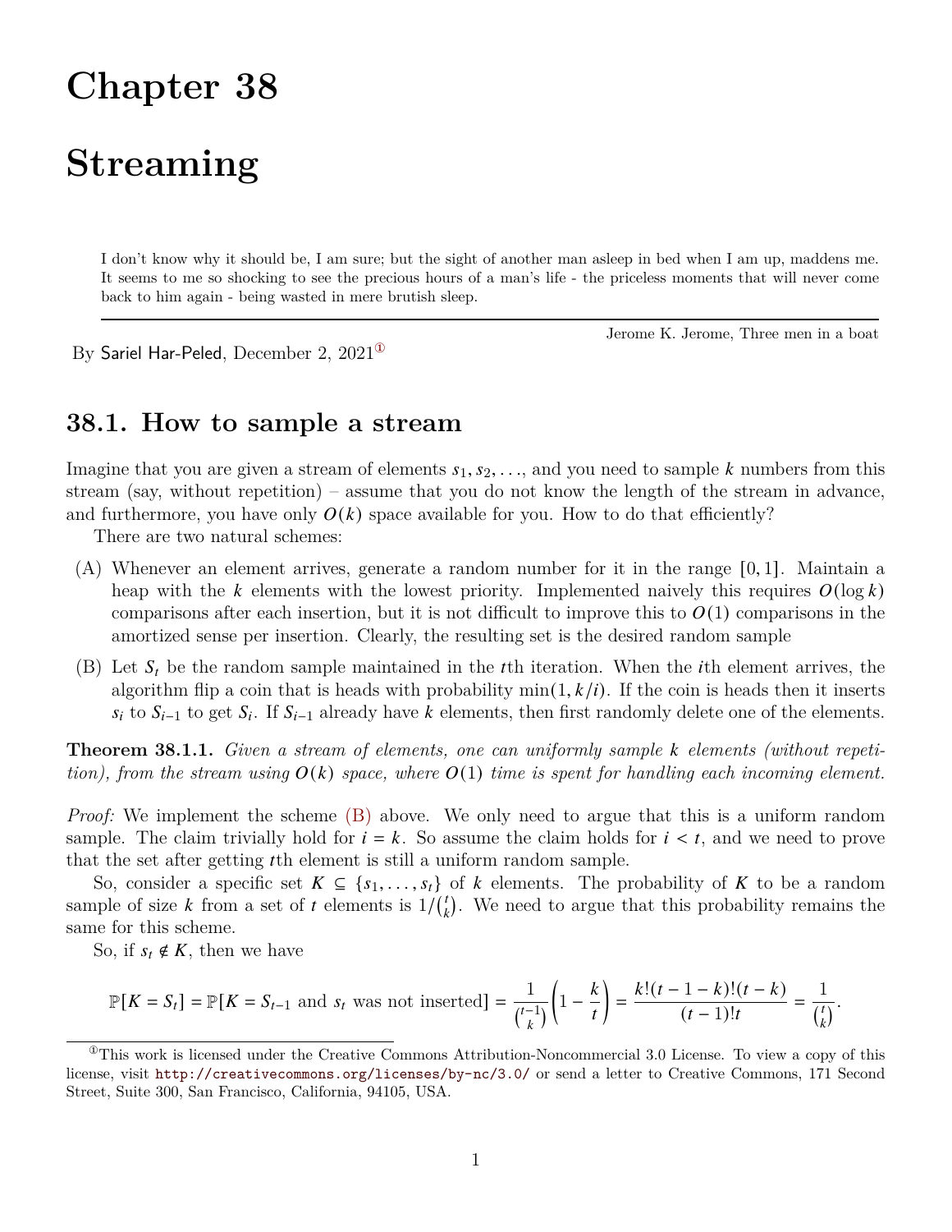# Chapter 38

# Streaming

I don't know why it should be, I am sure; but the sight of another man asleep in bed when I am up, maddens me. It seems to me so shocking to see the precious hours of a man's life - the priceless moments that will never come back to him again - being wasted in mere brutish sleep.

Jerome K. Jerome, Three men in a boat

By Sariel Har-Peled, December 2, 2021[①]

## 38.1. How to sample a stream

Imagine that you are given a stream of elements $s_1, s_2, \ldots$, and you need to sample $k$ numbers from this stream (say, without repetition) – assume that you do not know the length of the stream in advance, and furthermore, you have only $O(k)$ space available for you. How to do that efficiently?

There are two natural schemes:

(A) Whenever an element arrives, generate a random number for it in the range $[0, 1]$. Maintain a heap with the $k$ elements with the lowest priority. Implemented naively this requires $O(\log k)$ comparisons after each insertion, but it is not difficult to improve this to $O(1)$ comparisons in the amortized sense per insertion. Clearly, the resulting set is the desired random sample

(B) Let $S_t$ be the random sample maintained in the $t$th iteration. When the $i$th element arrives, the algorithm flip a coin that is heads with probability $\min(1, k/i)$. If the coin is heads then it inserts $s_i$ to $S_{i-1}$ to get $S_i$. If $S_{i-1}$ already have $k$ elements, then first randomly delete one of the elements.

**Theorem 38.1.1.** *Given a stream of elements, one can uniformly sample $k$ elements (without repetition), from the stream using $O(k)$ space, where $O(1)$ time is spent for handling each incoming element.*

*Proof:* We implement the scheme (B) above. We only need to argue that this is a uniform random sample. The claim trivially hold for $i = k$. So assume the claim holds for $i < t$, and we need to prove that the set after getting $t$th element is still a uniform random sample.

So, consider a specific set $K \subseteq \{s_1, \ldots, s_t\}$ of $k$ elements. The probability of $K$ to be a random sample of size $k$ from a set of $t$ elements is $1/\binom{t}{k}$. We need to argue that this probability remains the same for this scheme.

So, if $s_t \notin K$, then we have

$$\mathbb{P}[K = S_t] = \mathbb{P}[K = S_{t-1} \text{ and } s_t \text{ was not inserted}] = \frac{1}{\binom{t-1}{k}}\left(1 - \frac{k}{t}\right) = \frac{k!(t-1-k)!(t-k)}{(t-1)!t} = \frac{1}{\binom{t}{k}}.$$

[①] This work is licensed under the Creative Commons Attribution-Noncommercial 3.0 License. To view a copy of this license, visit http://creativecommons.org/licenses/by-nc/3.0/ or send a letter to Creative Commons, 171 Second Street, Suite 300, San Francisco, California, 94105, USA.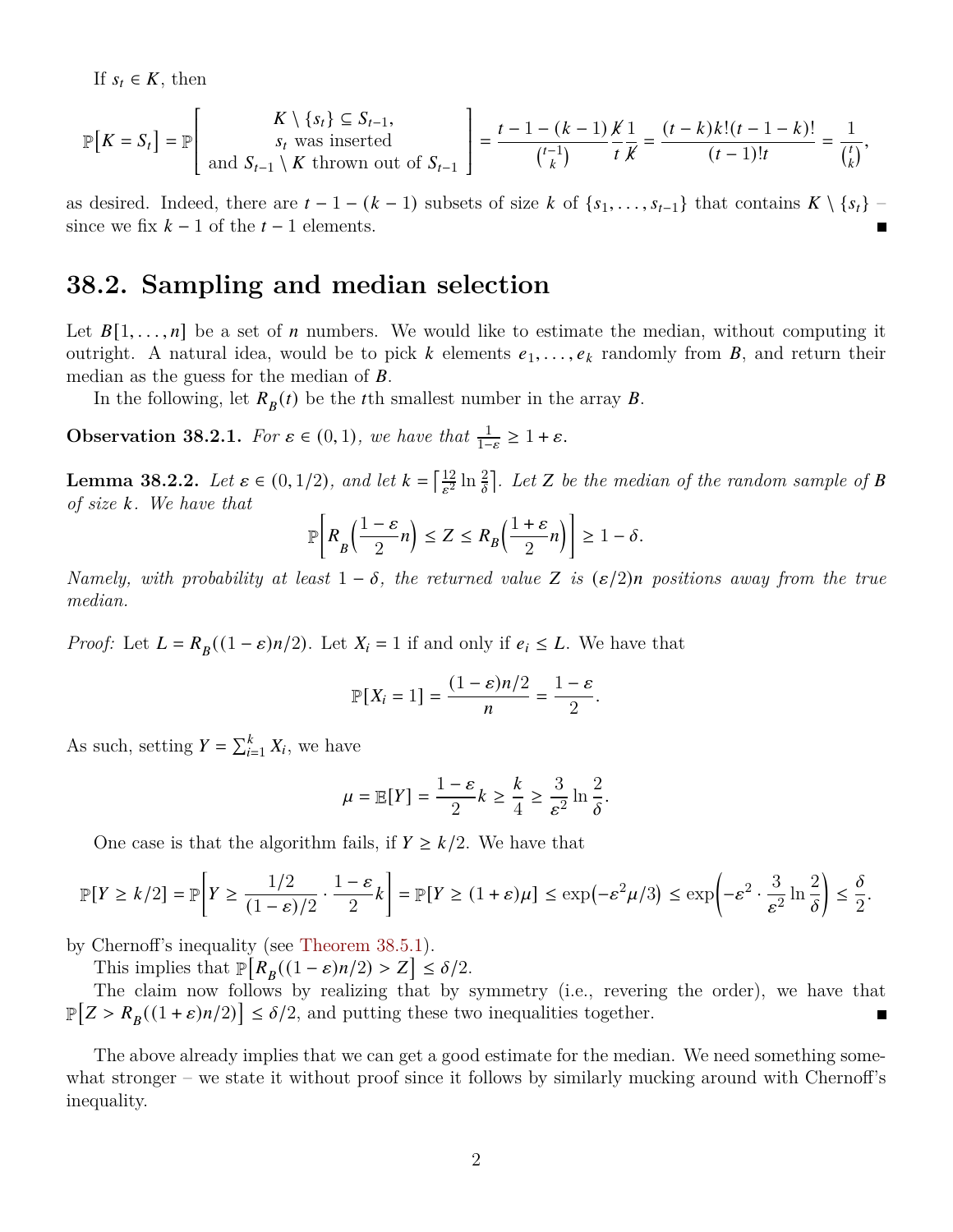If $s_t \in K$, then

$$\mathbb{P}\Big[K = S_t\Big] = \mathbb{P}\left[\begin{array}{c} K \setminus \{s_t\} \subseteq S_{t-1}, \\ s_t \text{ was inserted} \\ \text{and } S_{t-1} \setminus K \text{ thrown out of } S_{t-1} \end{array}\right] = \frac{t-1-(k-1)}{\binom{t-1}{k}} \frac{\cancel{k}}{t} \frac{1}{\cancel{k}} = \frac{(t-k)k!(t-1-k)!}{(t-1)!t} = \frac{1}{\binom{t}{k}},$$

as desired. Indeed, there are $t - 1 - (k - 1)$ subsets of size $k$ of $\{s_1, \ldots, s_{t-1}\}$ that contains $K \setminus \{s_t\}$ – since we fix $k - 1$ of the $t - 1$ elements. ∎

## 38.2. Sampling and median selection

Let $B[1, \ldots, n]$ be a set of $n$ numbers. We would like to estimate the median, without computing it outright. A natural idea, would be to pick $k$ elements $e_1, \ldots, e_k$ randomly from $B$, and return their median as the guess for the median of $B$.

In the following, let $R_B(t)$ be the $t$th smallest number in the array $B$.

**Observation 38.2.1.** *For $\varepsilon \in (0, 1)$, we have that $\frac{1}{1-\varepsilon} \geq 1 + \varepsilon$.*

**Lemma 38.2.2.** *Let $\varepsilon \in (0, 1/2)$, and let $k = \left\lceil \frac{12}{\varepsilon^2} \ln \frac{2}{\delta} \right\rceil$. Let $Z$ be the median of the random sample of $B$ of size $k$. We have that*

$$\mathbb{P}\left[R_B\left(\frac{1-\varepsilon}{2}n\right) \leq Z \leq R_B\left(\frac{1+\varepsilon}{2}n\right)\right] \geq 1 - \delta.$$

*Namely, with probability at least $1 - \delta$, the returned value $Z$ is $(\varepsilon/2)n$ positions away from the true median.*

*Proof:* Let $L = R_B((1 - \varepsilon)n/2)$. Let $X_i = 1$ if and only if $e_i \leq L$. We have that

$$\mathbb{P}[X_i = 1] = \frac{(1-\varepsilon)n/2}{n} = \frac{1-\varepsilon}{2}.$$

As such, setting $Y = \sum_{i=1}^{k} X_i$, we have

$$\mu = \mathbb{E}[Y] = \frac{1-\varepsilon}{2}k \geq \frac{k}{4} \geq \frac{3}{\varepsilon^2} \ln \frac{2}{\delta}.$$

One case is that the algorithm fails, if $Y \geq k/2$. We have that

$$\mathbb{P}[Y \geq k/2] = \mathbb{P}\left[Y \geq \frac{1/2}{(1-\varepsilon)/2} \cdot \frac{1-\varepsilon}{2}k\right] = \mathbb{P}[Y \geq (1+\varepsilon)\mu] \leq \exp\!\left(-\varepsilon^2\mu/3\right) \leq \exp\!\left(-\varepsilon^2 \cdot \frac{3}{\varepsilon^2} \ln \frac{2}{\delta}\right) \leq \frac{\delta}{2}.$$

by Chernoff's inequality (see Theorem 38.5.1).

This implies that $\mathbb{P}\Big[R_B((1 - \varepsilon)n/2) > Z\Big] \leq \delta/2$.

The claim now follows by realizing that by symmetry (i.e., revering the order), we have that $\mathbb{P}\Big[Z > R_B((1 + \varepsilon)n/2)\Big] \leq \delta/2$, and putting these two inequalities together. ∎

The above already implies that we can get a good estimate for the median. We need something somewhat stronger – we state it without proof since it follows by similarly mucking around with Chernoff's inequality.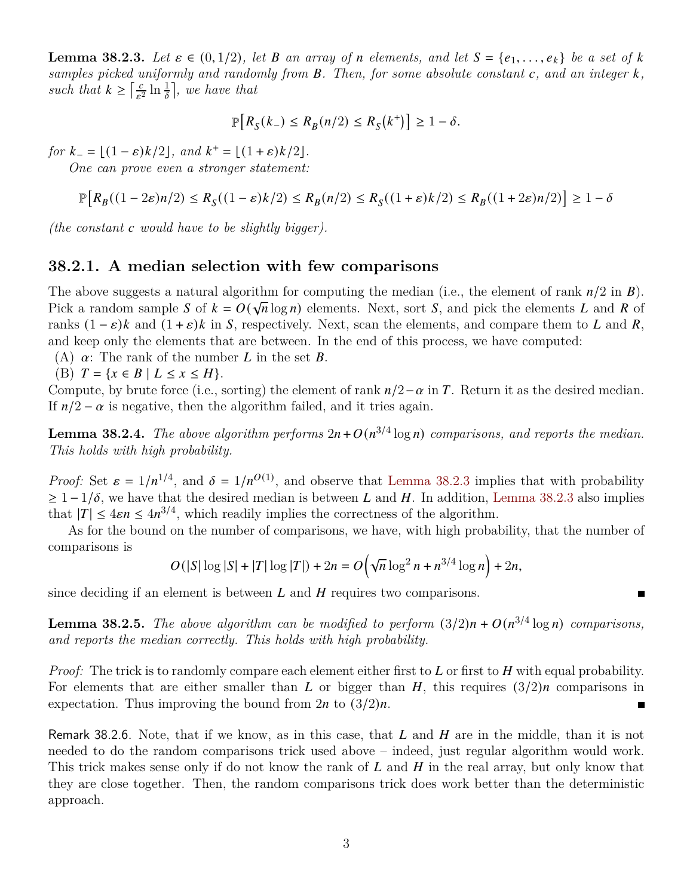**Lemma 38.2.3.** *Let $\varepsilon \in (0, 1/2)$, let $B$ an array of $n$ elements, and let $S = \{e_1, \dots, e_k\}$ be a set of $k$ samples picked uniformly and randomly from $B$. Then, for some absolute constant $c$, and an integer $k$, such that $k \geq \left\lceil \frac{c}{\varepsilon^2} \ln \frac{1}{\delta} \right\rceil$, we have that*

$$\mathbb{P}\left[R_S(k_-) \leq R_B(n/2) \leq R_S(k^+)\right] \geq 1 - \delta.$$

*for $k_- = \lfloor (1-\varepsilon)k/2 \rfloor$, and $k^+ = \lfloor (1+\varepsilon)k/2 \rfloor$.*

*One can prove even a stronger statement:*

$$\mathbb{P}\left[R_B((1-2\varepsilon)n/2) \leq R_S((1-\varepsilon)k/2) \leq R_B(n/2) \leq R_S((1+\varepsilon)k/2) \leq R_B((1+2\varepsilon)n/2)\right] \geq 1 - \delta$$

*(the constant $c$ would have to be slightly bigger).*

### 38.2.1. A median selection with few comparisons

The above suggests a natural algorithm for computing the median (i.e., the element of rank $n/2$ in $B$). Pick a random sample $S$ of $k = O(\sqrt{n} \log n)$ elements. Next, sort $S$, and pick the elements $L$ and $R$ of ranks $(1-\varepsilon)k$ and $(1+\varepsilon)k$ in $S$, respectively. Next, scan the elements, and compare them to $L$ and $R$, and keep only the elements that are between. In the end of this process, we have computed:

(A) $\alpha$: The rank of the number $L$ in the set $B$.

(B) $T = \{x \in B \mid L \leq x \leq H\}$.

Compute, by brute force (i.e., sorting) the element of rank $n/2 - \alpha$ in $T$. Return it as the desired median. If $n/2 - \alpha$ is negative, then the algorithm failed, and it tries again.

**Lemma 38.2.4.** *The above algorithm performs $2n + O(n^{3/4} \log n)$ comparisons, and reports the median. This holds with high probability.*

*Proof:* Set $\varepsilon = 1/n^{1/4}$, and $\delta = 1/n^{O(1)}$, and observe that Lemma 38.2.3 implies that with probability $\geq 1 - 1/\delta$, we have that the desired median is between $L$ and $H$. In addition, Lemma 38.2.3 also implies that $|T| \leq 4\varepsilon n \leq 4n^{3/4}$, which readily implies the correctness of the algorithm.

As for the bound on the number of comparisons, we have, with high probability, that the number of comparisons is

$$O(|S| \log |S| + |T| \log |T|) + 2n = O\left(\sqrt{n} \log^2 n + n^{3/4} \log n\right) + 2n,$$

since deciding if an element is between $L$ and $H$ requires two comparisons. ■

**Lemma 38.2.5.** *The above algorithm can be modified to perform $(3/2)n + O(n^{3/4} \log n)$ comparisons, and reports the median correctly. This holds with high probability.*

*Proof:* The trick is to randomly compare each element either first to $L$ or first to $H$ with equal probability. For elements that are either smaller than $L$ or bigger than $H$, this requires $(3/2)n$ comparisons in expectation. Thus improving the bound from $2n$ to $(3/2)n$. ■

Remark 38.2.6. Note, that if we know, as in this case, that $L$ and $H$ are in the middle, than it is not needed to do the random comparisons trick used above – indeed, just regular algorithm would work. This trick makes sense only if do not know the rank of $L$ and $H$ in the real array, but only know that they are close together. Then, the random comparisons trick does work better than the deterministic approach.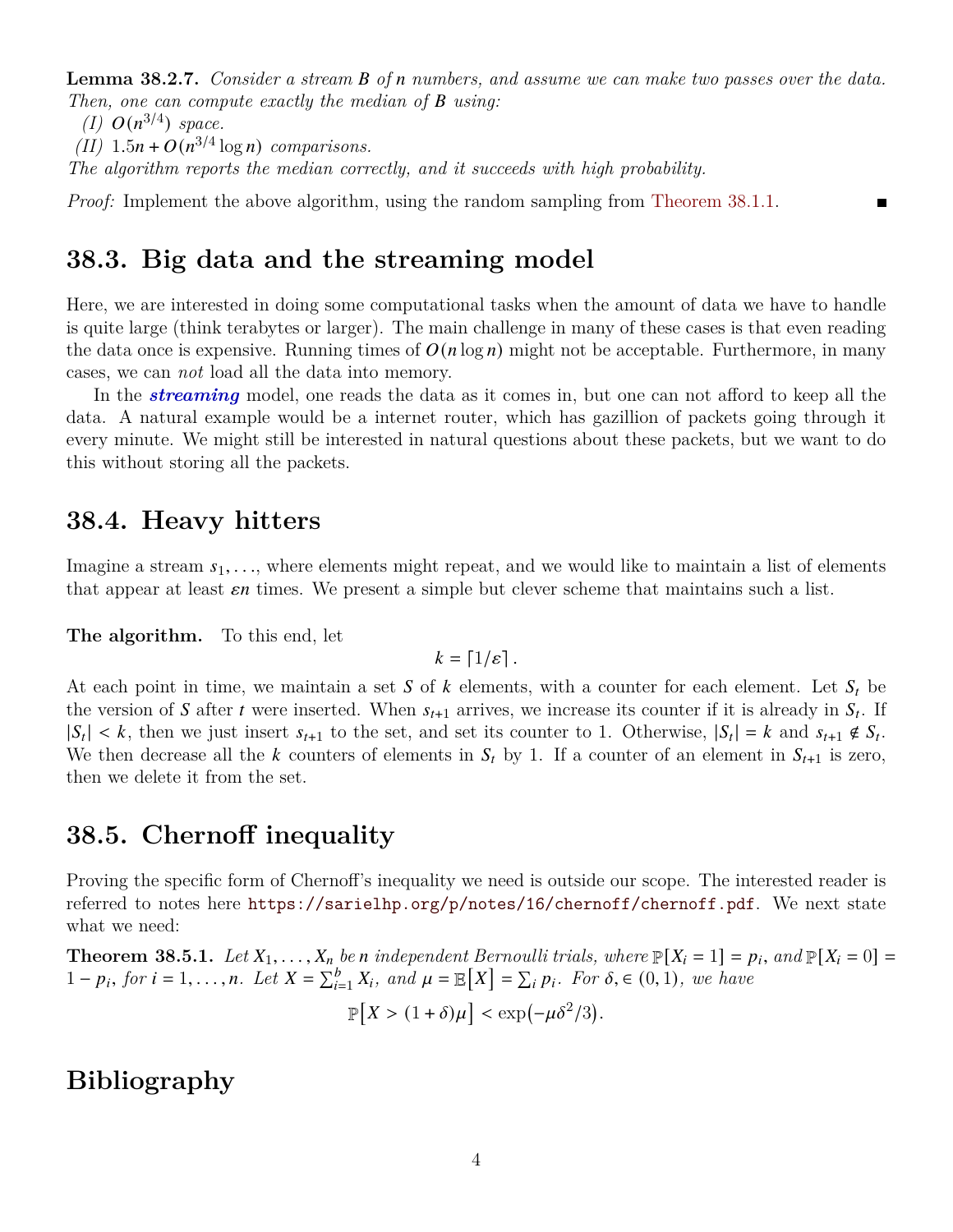**Lemma 38.2.7.** *Consider a stream $B$ of $n$ numbers, and assume we can make two passes over the data. Then, one can compute exactly the median of $B$ using:*
*(I) $O(n^{3/4})$ space.*
*(II) $1.5n + O(n^{3/4} \log n)$ comparisons.*
*The algorithm reports the median correctly, and it succeeds with high probability.*

*Proof:* Implement the above algorithm, using the random sampling from Theorem 38.1.1. ∎

## 38.3. Big data and the streaming model

Here, we are interested in doing some computational tasks when the amount of data we have to handle is quite large (think terabytes or larger). The main challenge in many of these cases is that even reading the data once is expensive. Running times of $O(n \log n)$ might not be acceptable. Furthermore, in many cases, we can *not* load all the data into memory.

In the ***streaming*** model, one reads the data as it comes in, but one can not afford to keep all the data. A natural example would be a internet router, which has gazillion of packets going through it every minute. We might still be interested in natural questions about these packets, but we want to do this without storing all the packets.

## 38.4. Heavy hitters

Imagine a stream $s_1, \ldots,$ where elements might repeat, and we would like to maintain a list of elements that appear at least $\varepsilon n$ times. We present a simple but clever scheme that maintains such a list.

**The algorithm.** To this end, let

$$k = \lceil 1/\varepsilon \rceil .$$

At each point in time, we maintain a set $S$ of $k$ elements, with a counter for each element. Let $S_t$ be the version of $S$ after $t$ were inserted. When $s_{t+1}$ arrives, we increase its counter if it is already in $S_t$. If $|S_t| < k$, then we just insert $s_{t+1}$ to the set, and set its counter to 1. Otherwise, $|S_t| = k$ and $s_{t+1} \notin S_t$. We then decrease all the $k$ counters of elements in $S_t$ by 1. If a counter of an element in $S_{t+1}$ is zero, then we delete it from the set.

## 38.5. Chernoff inequality

Proving the specific form of Chernoff's inequality we need is outside our scope. The interested reader is referred to notes here https://sarielhp.org/p/notes/16/chernoff/chernoff.pdf. We next state what we need:

**Theorem 38.5.1.** *Let $X_1, \ldots, X_n$ be $n$ independent Bernoulli trials, where $\mathbb{P}[X_i = 1] = p_i$, and $\mathbb{P}[X_i = 0] = 1 - p_i$, for $i = 1, \ldots, n$. Let $X = \sum_{i=1}^{b} X_i$, and $\mu = \mathbb{E}[X] = \sum_i p_i$. For $\delta, \in (0,1)$, we have*

$$\mathbb{P}\big[X > (1+\delta)\mu\big] < \exp\big(-\mu\delta^2/3\big).$$

# Bibliography